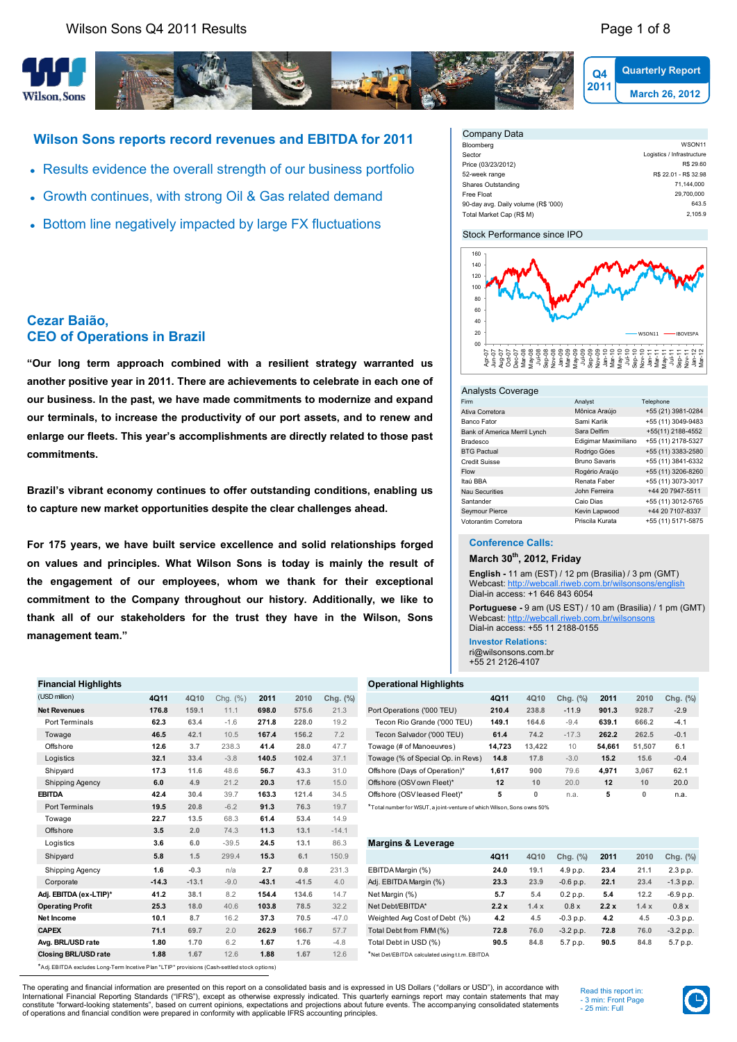Q4 2011 | Quarterly Report | March 26, 2012

# Wilson Sons reports record revenues and EBITDA for 2011

- Results evidence the overall strength of our business portfolio
- Growth continues, with strong Oil & Gas related demand
- Bottom line negatively impacted by large FX fluctuations

## Cezar Baião, CEO of Operations in Brazil

**"Our long term approach combined with a resilient strategy warranted us another positive year in 2011. There are achievements to celebrate in each one of our business. In the past, we have made commitments to modernize and expand our terminals, to increase the productivity of our port assets, and to renew and enlarge our fleets. This year's accomplishments are directly related to those past commitments.**

**Brazil's vibrant economy continues to offer outstanding conditions, enabling us to capture new market opportunities despite the clear challenges ahead.**

**For 175 years, we have built service excellence and solid relationships forged on values and principles. What Wilson Sons is today is mainly the result of the engagement of our employees, whom we thank for their exceptional commitment to the Company throughout our history. Additionally, we like to thank all of our stakeholders for the trust they have in the Wilson, Sons management team."**

### Company Data

| | |
|---|---|
| Bloomberg | WSON11 |
| Sector | Logistics / Infrastructure |
| Price (03/23/2012) | R$ 29.60 |
| 52-week range | R$ 22.01 - R$ 32.98 |
| Shares Outstanding | 71,144,000 |
| Free Float | 29,700,000 |
| 90-day avg. Daily volume (R$ '000) | 643.5 |
| Total Market Cap (R$ M) | 2,105.9 |

### Stock Performance since IPO

(Chart: WSON11 vs IBOVESPA, Apr-07 to Mar-12)

### Analysts Coverage

| Firm | Analyst | Telephone |
|---|---|---|
| Ativa Corretora | Mônica Araújo | +55 (21) 3981-0284 |
| Banco Fator | Sami Karlik | +55 (11) 3049-9483 |
| Bank of America Merril Lynch | Sara Delfim | +55(11) 2188-4552 |
| Bradesco | Edigimar Maximiliano | +55 (11) 2178-5327 |
| BTG Pactual | Rodrigo Góes | +55 (11) 3383-2580 |
| Credit Suisse | Bruno Savaris | +55 (11) 3841-6332 |
| Flow | Rogério Araújo | +55 (11) 3206-8260 |
| Itaú BBA | Renata Faber | +55 (11) 3073-3017 |
| Nau Securities | John Ferreira | +44 20 7947-5511 |
| Santander | Caio Dias | +55 (11) 3012-5765 |
| Seymour Pierce | Kevin Lapwood | +44 20 7107-8337 |
| Votorantim Corretora | Priscila Kurata | +55 (11) 5171-5875 |

### Conference Calls:

**March 30th, 2012, Friday**

**English -** 11 am (EST) / 12 pm (Brasilia) / 3 pm (GMT)
Webcast: http://webcall.riweb.com.br/wilsonsons/english
Dial-in access: +1 646 843 6054

**Portuguese -** 9 am (US EST) / 10 am (Brasilia) / 1 pm (GMT)
Webcast: http://webcall.riweb.com.br/wilsonsons
Dial-in access: +55 11 2188-0155

**Investor Relations:**
ri@wilsonsons.com.br
+55 21 2126-4107

### Financial Highlights

| (USD million) | 4Q11 | 4Q10 | Chg. (%) | 2011 | 2010 | Chg. (%) |
|---|---|---|---|---|---|---|
| **Net Revenues** | **176.8** | 159.1 | 11.1 | **698.0** | 575.6 | 21.3 |
| Port Terminals | **62.3** | 63.4 | -1.6 | **271.8** | 228.0 | 19.2 |
| Towage | **46.5** | 42.1 | 10.5 | **167.4** | 156.2 | 7.2 |
| Offshore | **12.6** | 3.7 | 238.3 | **41.4** | 28.0 | 47.7 |
| Logistics | **32.1** | 33.4 | -3.8 | **140.5** | 102.4 | 37.1 |
| Shipyard | **17.3** | 11.6 | 48.6 | **56.7** | 43.3 | 31.0 |
| Shipping Agency | **6.0** | 4.9 | 21.2 | **20.3** | 17.6 | 15.0 |
| **EBITDA** | **42.4** | 30.4 | 39.7 | **163.3** | 121.4 | 34.5 |
| Port Terminals | **19.5** | 20.8 | -6.2 | **91.3** | 76.3 | 19.7 |
| Towage | **22.7** | 13.5 | 68.3 | **61.4** | 53.4 | 14.9 |
| Offshore | **3.5** | 2.0 | 74.3 | **11.3** | 13.1 | -14.1 |
| Logistics | **3.6** | 6.0 | -39.5 | **24.5** | 13.1 | 86.3 |
| Shipyard | **5.8** | 1.5 | 299.4 | **15.3** | 6.1 | 150.9 |
| Shipping Agency | **1.6** | -0.3 | n/a | **2.7** | 0.8 | 231.3 |
| Corporate | **-14.3** | -13.1 | -9.0 | **-43.1** | -41.5 | 4.0 |
| **Adj. EBITDA (ex-LTIP)*** | **41.2** | 38.1 | 8.2 | **154.4** | 134.6 | 14.7 |
| **Operating Profit** | **25.3** | 18.0 | 40.6 | **103.8** | 78.5 | 32.2 |
| **Net Income** | **10.1** | 8.7 | 16.2 | **37.3** | 70.5 | -47.0 |
| **CAPEX** | **71.1** | 69.7 | 2.0 | **262.9** | 166.7 | 57.7 |
| **Avg. BRL/USD rate** | **1.80** | 1.70 | 6.2 | **1.67** | 1.76 | -4.8 |
| **Closing BRL/USD rate** | **1.88** | 1.67 | 12.6 | **1.88** | 1.67 | 12.6 |

*Adj. EBITDA excludes Long-Term Incentive Plan "LTIP" provisions (Cash-settled stock options)

### Operational Highlights

| | 4Q11 | 4Q10 | Chg. (%) | 2011 | 2010 | Chg. (%) |
|---|---|---|---|---|---|---|
| Port Operations ('000 TEU) | **210.4** | 238.8 | -11.9 | **901.3** | 928.7 | -2.9 |
| Tecon Rio Grande ('000 TEU) | **149.1** | 164.6 | -9.4 | **639.1** | 666.2 | -4.1 |
| Tecon Salvador ('000 TEU) | **61.4** | 74.2 | -17.3 | **262.2** | 262.5 | -0.1 |
| Towage (# of Manoeuvres) | **14,723** | 13,422 | 10 | **54,661** | 51,507 | 6.1 |
| Towage (% of Special Op. in Revs) | **14.8** | 17.8 | -3.0 | **15.2** | 15.6 | -0.4 |
| Offshore (Days of Operation)* | **1,617** | 900 | 79.6 | **4,971** | 3,067 | 62.1 |
| Offshore (OSV own Fleet)* | **12** | 10 | 20.0 | **12** | 10 | 20.0 |
| Offshore (OSV leased Fleet)* | **5** | 0 | n.a. | **5** | 0 | n.a. |

*Total number for WSUT, a joint-venture of which Wilson, Sons owns 50%

### Margins & Leverage

| | 4Q11 | 4Q10 | Chg. (%) | 2011 | 2010 | Chg. (%) |
|---|---|---|---|---|---|---|
| EBITDA Margin (%) | **24.0** | 19.1 | 4.9 p.p. | **23.4** | 21.1 | 2.3 p.p. |
| Adj. EBITDA Margin (%) | **23.3** | 23.9 | -0.6 p.p. | **22.1** | 23.4 | -1.3 p.p. |
| Net Margin (%) | **5.7** | 5.4 | 0.2 p.p. | **5.4** | 12.2 | -6.9 p.p. |
| Net Debt/EBITDA* | **2.2 x** | 1.4 x | 0.8 x | **2.2 x** | 1.4 x | 0.8 x |
| Weighted Avg Cost of Debt (%) | **4.2** | 4.5 | -0.3 p.p. | **4.2** | 4.5 | -0.3 p.p. |
| Total Debt from FMM (%) | **72.8** | 76.0 | -3.2 p.p. | **72.8** | 76.0 | -3.2 p.p. |
| Total Debt in USD (%) | **90.5** | 84.8 | 5.7 p.p. | **90.5** | 84.8 | 5.7 p.p. |

*Net Debt/EBITDA calculated using t.t.m. EBITDA

The operating and financial information are presented on this report on a consolidated basis and is expressed in US Dollars ("dollars or USD"), in accordance with International Financial Reporting Standards ("IFRS"), except as otherwise expressly indicated. This quarterly earnings report may contain statements that may constitute "forward-looking statements", based on current opinions, expectations and projections about future events. The accompanying consolidated statements of operations and financial condition were prepared in conformity with applicable IFRS accounting principles.

Read this report in:
- 3 min: Front Page
- 25 min: Full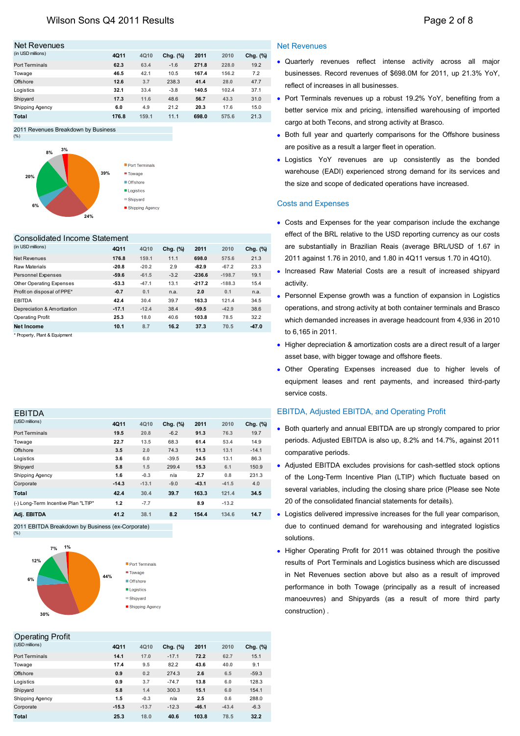## Net Revenues

(in USD millions)

| | 4Q11 | 4Q10 | Chg. (%) | 2011 | 2010 | Chg. (%) |
|---|---|---|---|---|---|---|
| Port Terminals | 62.3 | 63.4 | -1.6 | 271.8 | 228.0 | 19.2 |
| Towage | 46.5 | 42.1 | 10.5 | 167.4 | 156.2 | 7.2 |
| Offshore | 12.6 | 3.7 | 238.3 | 41.4 | 28.0 | 47.7 |
| Logistics | 32.1 | 33.4 | -3.8 | 140.5 | 102.4 | 37.1 |
| Shipyard | 17.3 | 11.6 | 48.6 | 56.7 | 43.3 | 31.0 |
| Shipping Agency | 6.0 | 4.9 | 21.2 | 20.3 | 17.6 | 15.0 |
| **Total** | **176.8** | **159.1** | **11.1** | **698.0** | **575.6** | **21.3** |

2011 Revenues Breakdown by Business (%)

| Business | % |
|---|---|
| Port Terminals | 39% |
| Towage | 24% |
| Offshore | 6% |
| Logistics | 20% |
| Shipyard | 8% |
| Shipping Agency | 3% |

## Consolidated Income Statement

(in USD millions)

| | 4Q11 | 4Q10 | Chg. (%) | 2011 | 2010 | Chg. (%) |
|---|---|---|---|---|---|---|
| Net Revenues | 176.8 | 159.1 | 11.1 | 698.0 | 575.6 | 21.3 |
| Raw Materials | -20.8 | -20.2 | 2.9 | -82.9 | -67.2 | 23.3 |
| Personnel Expenses | -59.6 | -61.5 | -3.2 | -236.6 | -198.7 | 19.1 |
| Other Operating Expenses | -53.3 | -47.1 | 13.1 | -217.2 | -188.3 | 15.4 |
| Profit on disposal of PPE* | -0.7 | 0.1 | n.a. | 2.0 | 0.1 | n.a. |
| EBITDA | 42.4 | 30.4 | 39.7 | 163.3 | 121.4 | 34.5 |
| Depreciation & Amortization | -17.1 | -12.4 | 38.4 | -59.5 | -42.9 | 38.6 |
| Operating Profit | 25.3 | 18.0 | 40.6 | 103.8 | 78.5 | 32.2 |
| **Net Income** | **10.1** | **8.7** | **16.2** | **37.3** | **70.5** | **-47.0** |

\* Property, Plant & Equipment

## EBITDA

(USD millions)

| | 4Q11 | 4Q10 | Chg. (%) | 2011 | 2010 | Chg. (%) |
|---|---|---|---|---|---|---|
| Port Terminals | 19.5 | 20.8 | -6.2 | 91.3 | 76.3 | 19.7 |
| Towage | 22.7 | 13.5 | 68.3 | 61.4 | 53.4 | 14.9 |
| Offshore | 3.5 | 2.0 | 74.3 | 11.3 | 13.1 | -14.1 |
| Logistics | 3.6 | 6.0 | -39.5 | 24.5 | 13.1 | 86.3 |
| Shipyard | 5.8 | 1.5 | 299.4 | 15.3 | 6.1 | 150.9 |
| Shipping Agency | 1.6 | -0.3 | n/a | 2.7 | 0.8 | 231.3 |
| Corporate | -14.3 | -13.1 | -9.0 | -43.1 | -41.5 | 4.0 |
| **Total** | **42.4** | **30.4** | **39.7** | **163.3** | **121.4** | **34.5** |
| (-) Long-Term Incentive Plan "LTIP" | 1.2 | -7.7 | | 8.9 | -13.2 | |
| **Adj. EBITDA** | **41.2** | **38.1** | **8.2** | **154.4** | **134.6** | **14.7** |

2011 EBITDA Breakdown by Business (ex-Corporate) (%)

| Business | % |
|---|---|
| Port Terminals | 44% |
| Towage | 30% |
| Offshore | 6% |
| Logistics | 12% |
| Shipyard | 7% |
| Shipping Agency | 1% |

## Operating Profit

(USD millions)

| | 4Q11 | 4Q10 | Chg. (%) | 2011 | 2010 | Chg. (%) |
|---|---|---|---|---|---|---|
| Port Terminals | 14.1 | 17.0 | -17.1 | 72.2 | 62.7 | 15.1 |
| Towage | 17.4 | 9.5 | 82.2 | 43.6 | 40.0 | 9.1 |
| Offshore | 0.9 | 0.2 | 274.3 | 2.6 | 6.5 | -59.3 |
| Logistics | 0.9 | 3.7 | -74.7 | 13.8 | 6.0 | 128.3 |
| Shipyard | 5.8 | 1.4 | 300.3 | 15.1 | 6.0 | 154.1 |
| Shipping Agency | 1.5 | -0.3 | n/a | 2.5 | 0.6 | 288.0 |
| Corporate | -15.3 | -13.7 | -12.3 | -46.1 | -43.4 | -6.3 |
| **Total** | **25.3** | **18.0** | **40.6** | **103.8** | **78.5** | **32.2** |

## Net Revenues

- Quarterly revenues reflect intense activity across all major businesses. Record revenues of $698.0M for 2011, up 21.3% YoY, reflect of increases in all businesses.
- Port Terminals revenues up a robust 19.2% YoY, benefiting from a better service mix and pricing, intensified warehousing of imported cargo at both Tecons, and strong activity at Brasco.
- Both full year and quarterly comparisons for the Offshore business are positive as a result a larger fleet in operation.
- Logistics YoY revenues are up consistently as the bonded warehouse (EADI) experienced strong demand for its services and the size and scope of dedicated operations have increased.

## Costs and Expenses

- Costs and Expenses for the year comparison include the exchange effect of the BRL relative to the USD reporting currency as our costs are substantially in Brazilian Reais (average BRL/USD of 1.67 in 2011 against 1.76 in 2010, and 1.80 in 4Q11 versus 1.70 in 4Q10).
- Increased Raw Material Costs are a result of increased shipyard activity.
- Personnel Expense growth was a function of expansion in Logistics operations, and strong activity at both container terminals and Brasco which demanded increases in average headcount from 4,936 in 2010 to 6,165 in 2011.
- Higher depreciation & amortization costs are a direct result of a larger asset base, with bigger towage and offshore fleets.
- Other Operating Expenses increased due to higher levels of equipment leases and rent payments, and increased third-party service costs.

## EBITDA, Adjusted EBITDA, and Operating Profit

- Both quarterly and annual EBITDA are up strongly compared to prior periods. Adjusted EBITDA is also up, 8.2% and 14.7%, against 2011 comparative periods.
- Adjusted EBITDA excludes provisions for cash-settled stock options of the Long-Term Incentive Plan (LTIP) which fluctuate based on several variables, including the closing share price (Please see Note 20 of the consolidated financial statements for details).
- Logistics delivered impressive increases for the full year comparison, due to continued demand for warehousing and integrated logistics solutions.
- Higher Operating Profit for 2011 was obtained through the positive results of Port Terminals and Logistics business which are discussed in Net Revenues section above but also as a result of improved performance in both Towage (principally as a result of increased manoeuvres) and Shipyards (as a result of more third party construction) .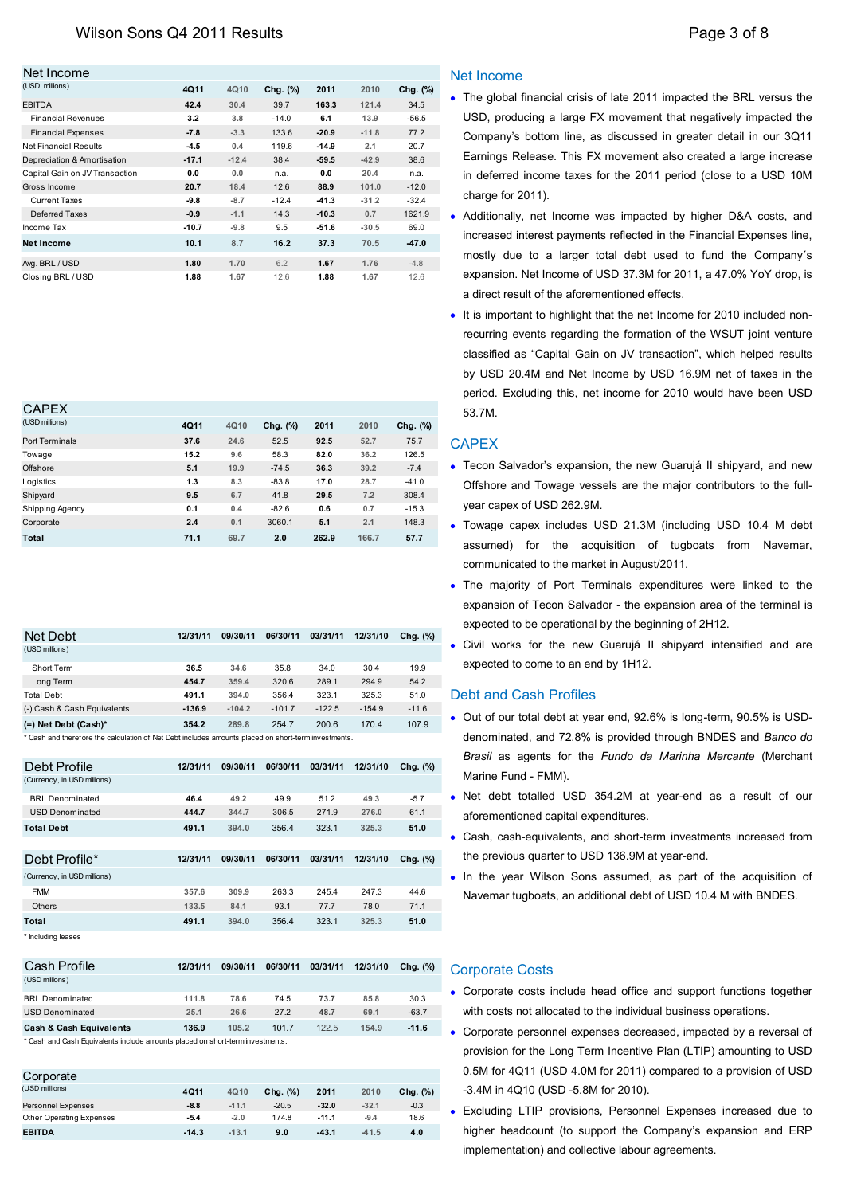## Net Income

| Net Income (USD millions) | 4Q11 | 4Q10 | Chg. (%) | 2011 | 2010 | Chg. (%) |
|---|---|---|---|---|---|---|
| EBITDA | **42.4** | 30.4 | 39.7 | **163.3** | 121.4 | 34.5 |
| Financial Revenues | **3.2** | 3.8 | -14.0 | **6.1** | 13.9 | -56.5 |
| Financial Expenses | **-7.8** | -3.3 | 133.6 | **-20.9** | -11.8 | 77.2 |
| Net Financial Results | **-4.5** | 0.4 | 119.6 | **-14.9** | 2.1 | 20.7 |
| Depreciation & Amortisation | **-17.1** | -12.4 | 38.4 | **-59.5** | -42.9 | 38.6 |
| Capital Gain on JV Transaction | **0.0** | 0.0 | n.a. | **0.0** | 20.4 | n.a. |
| Gross Income | **20.7** | 18.4 | 12.6 | **88.9** | 101.0 | -12.0 |
| Current Taxes | **-9.8** | -8.7 | -12.4 | **-41.3** | -31.2 | -32.4 |
| Deferred Taxes | **-0.9** | -1.1 | 14.3 | **-10.3** | 0.7 | 1621.9 |
| Income Tax | **-10.7** | -9.8 | 9.5 | **-51.6** | -30.5 | 69.0 |
| **Net Income** | **10.1** | **8.7** | **16.2** | **37.3** | **70.5** | **-47.0** |
| Avg. BRL / USD | **1.80** | 1.70 | 6.2 | **1.67** | 1.76 | -4.8 |
| Closing BRL / USD | **1.88** | 1.67 | 12.6 | **1.88** | 1.67 | 12.6 |

- The global financial crisis of late 2011 impacted the BRL versus the USD, producing a large FX movement that negatively impacted the Company's bottom line, as discussed in greater detail in our 3Q11 Earnings Release. This FX movement also created a large increase in deferred income taxes for the 2011 period (close to a USD 10M charge for 2011).
- Additionally, net Income was impacted by higher D&A costs, and increased interest payments reflected in the Financial Expenses line, mostly due to a larger total debt used to fund the Company´s expansion. Net Income of USD 37.3M for 2011, a 47.0% YoY drop, is a direct result of the aforementioned effects.
- It is important to highlight that the net Income for 2010 included non-recurring events regarding the formation of the WSUT joint venture classified as "Capital Gain on JV transaction", which helped results by USD 20.4M and Net Income by USD 16.9M net of taxes in the period. Excluding this, net income for 2010 would have been USD 53.7M.

## CAPEX

| CAPEX (USD millions) | 4Q11 | 4Q10 | Chg. (%) | 2011 | 2010 | Chg. (%) |
|---|---|---|---|---|---|---|
| Port Terminals | **37.6** | 24.6 | 52.5 | **92.5** | 52.7 | 75.7 |
| Towage | **15.2** | 9.6 | 58.3 | **82.0** | 36.2 | 126.5 |
| Offshore | **5.1** | 19.9 | -74.5 | **36.3** | 39.2 | -7.4 |
| Logistics | **1.3** | 8.3 | -83.8 | **17.0** | 28.7 | -41.0 |
| Shipyard | **9.5** | 6.7 | 41.8 | **29.5** | 7.2 | 308.4 |
| Shipping Agency | **0.1** | 0.4 | -82.6 | **0.6** | 0.7 | -15.3 |
| Corporate | **2.4** | 0.1 | 3060.1 | **5.1** | 2.1 | 148.3 |
| **Total** | **71.1** | **69.7** | **2.0** | **262.9** | **166.7** | **57.7** |

- Tecon Salvador's expansion, the new Guarujá II shipyard, and new Offshore and Towage vessels are the major contributors to the full-year capex of USD 262.9M.
- Towage capex includes USD 21.3M (including USD 10.4 M debt assumed) for the acquisition of tugboats from Navemar, communicated to the market in August/2011.
- The majority of Port Terminals expenditures were linked to the expansion of Tecon Salvador - the expansion area of the terminal is expected to be operational by the beginning of 2H12.
- Civil works for the new Guarujá II shipyard intensified and are expected to come to an end by 1H12.

## Debt and Cash Profiles

| Net Debt (USD millions) | 12/31/11 | 09/30/11 | 06/30/11 | 03/31/11 | 12/31/10 | Chg. (%) |
|---|---|---|---|---|---|---|
| Short Term | **36.5** | 34.6 | 35.8 | 34.0 | 30.4 | 19.9 |
| Long Term | **454.7** | 359.4 | 320.6 | 289.1 | 294.9 | 54.2 |
| Total Debt | **491.1** | 394.0 | 356.4 | 323.1 | 325.3 | 51.0 |
| (-) Cash & Cash Equivalents | **-136.9** | -104.2 | -101.7 | -122.5 | -154.9 | -11.6 |
| **(=) Net Debt (Cash)*** | **354.2** | **289.8** | **254.7** | **200.6** | **170.4** | **107.9** |

\* Cash and therefore the calculation of Net Debt includes amounts placed on short-term investments.

| Debt Profile (Currency, in USD millions) | 12/31/11 | 09/30/11 | 06/30/11 | 03/31/11 | 12/31/10 | Chg. (%) |
|---|---|---|---|---|---|---|
| BRL Denominated | **46.4** | 49.2 | 49.9 | 51.2 | 49.3 | -5.7 |
| USD Denominated | **444.7** | 344.7 | 306.5 | 271.9 | 276.0 | 61.1 |
| **Total Debt** | **491.1** | **394.0** | **356.4** | **323.1** | **325.3** | **51.0** |

| Debt Profile* (Currency, in USD millions) | 12/31/11 | 09/30/11 | 06/30/11 | 03/31/11 | 12/31/10 | Chg. (%) |
|---|---|---|---|---|---|---|
| FMM | 357.6 | 309.9 | 263.3 | 245.4 | 247.3 | 44.6 |
| Others | 133.5 | 84.1 | 93.1 | 77.7 | 78.0 | 71.1 |
| **Total** | **491.1** | **394.0** | **356.4** | **323.1** | **325.3** | **51.0** |

\* Including leases

| Cash Profile (USD millions) | 12/31/11 | 09/30/11 | 06/30/11 | 03/31/11 | 12/31/10 | Chg. (%) |
|---|---|---|---|---|---|---|
| BRL Denominated | 111.8 | 78.6 | 74.5 | 73.7 | 85.8 | 30.3 |
| USD Denominated | 25.1 | 26.6 | 27.2 | 48.7 | 69.1 | -63.7 |
| **Cash & Cash Equivalents** | **136.9** | **105.2** | **101.7** | **122.5** | **154.9** | **-11.6** |

\* Cash and Cash Equivalents include amounts placed on short-term investments.

- Out of our total debt at year end, 92.6% is long-term, 90.5% is USD-denominated, and 72.8% is provided through BNDES and *Banco do Brasil* as agents for the *Fundo da Marinha Mercante* (Merchant Marine Fund - FMM).
- Net debt totalled USD 354.2M at year-end as a result of our aforementioned capital expenditures.
- Cash, cash-equivalents, and short-term investments increased from the previous quarter to USD 136.9M at year-end.
- In the year Wilson Sons assumed, as part of the acquisition of Navemar tugboats, an additional debt of USD 10.4 M with BNDES.

## Corporate Costs

| Corporate (USD millions) | 4Q11 | 4Q10 | Chg. (%) | 2011 | 2010 | Chg. (%) |
|---|---|---|---|---|---|---|
| Personnel Expenses | **-8.8** | -11.1 | -20.5 | **-32.0** | -32.1 | -0.3 |
| Other Operating Expenses | **-5.4** | -2.0 | 174.8 | **-11.1** | -9.4 | 18.6 |
| **EBITDA** | **-14.3** | **-13.1** | **9.0** | **-43.1** | **-41.5** | **4.0** |

- Corporate costs include head office and support functions together with costs not allocated to the individual business operations.
- Corporate personnel expenses decreased, impacted by a reversal of provision for the Long Term Incentive Plan (LTIP) amounting to USD 0.5M for 4Q11 (USD 4.0M for 2011) compared to a provision of USD -3.4M in 4Q10 (USD -5.8M for 2010).
- Excluding LTIP provisions, Personnel Expenses increased due to higher headcount (to support the Company's expansion and ERP implementation) and collective labour agreements.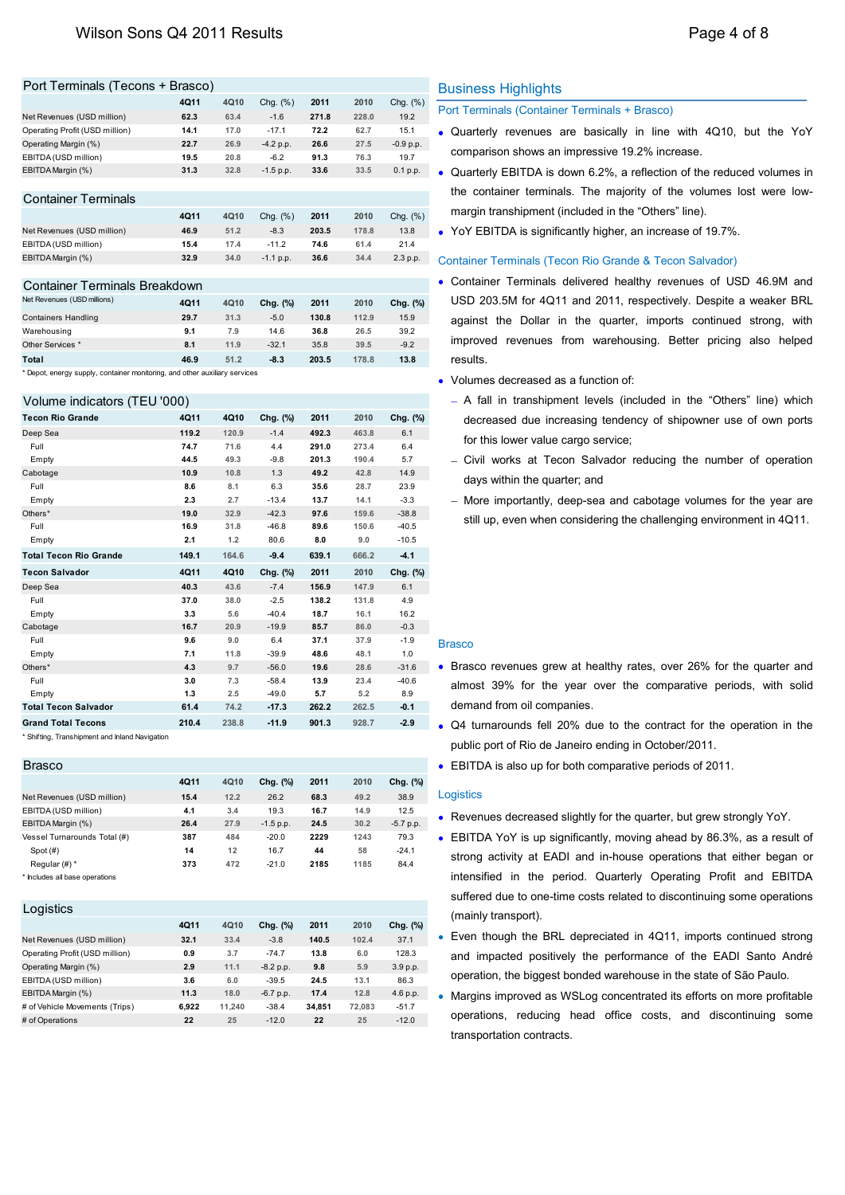## Port Terminals (Tecons + Brasco)

| | 4Q11 | 4Q10 | Chg. (%) | 2011 | 2010 | Chg. (%) |
|---|---|---|---|---|---|---|
| Net Revenues (USD million) | **62.3** | 63.4 | -1.6 | **271.8** | 228.0 | 19.2 |
| Operating Profit (USD million) | **14.1** | 17.0 | -17.1 | **72.2** | 62.7 | 15.1 |
| Operating Margin (%) | **22.7** | 26.9 | -4.2 p.p. | **26.6** | 27.5 | -0.9 p.p. |
| EBITDA (USD million) | **19.5** | 20.8 | -6.2 | **91.3** | 76.3 | 19.7 |
| EBITDA Margin (%) | **31.3** | 32.8 | -1.5 p.p. | **33.6** | 33.5 | 0.1 p.p. |

## Container Terminals

| | 4Q11 | 4Q10 | Chg. (%) | 2011 | 2010 | Chg. (%) |
|---|---|---|---|---|---|---|
| Net Revenues (USD million) | **46.9** | 51.2 | -8.3 | **203.5** | 178.8 | 13.8 |
| EBITDA (USD million) | **15.4** | 17.4 | -11.2 | **74.6** | 61.4 | 21.4 |
| EBITDA Margin (%) | **32.9** | 34.0 | -1.1 p.p. | **36.6** | 34.4 | 2.3 p.p. |

## Container Terminals Breakdown

| Net Revenues (USD millions) | 4Q11 | 4Q10 | Chg. (%) | 2011 | 2010 | Chg. (%) |
|---|---|---|---|---|---|---|
| Containers Handling | **29.7** | 31.3 | -5.0 | **130.8** | 112.9 | 15.9 |
| Warehousing | **9.1** | 7.9 | 14.6 | **36.8** | 26.5 | 39.2 |
| Other Services * | **8.1** | 11.9 | -32.1 | 35.8 | 39.5 | -9.2 |
| **Total** | **46.9** | 51.2 | **-8.3** | **203.5** | 178.8 | **13.8** |

* Depot, energy supply, container monitoring, and other auxiliary services

## Volume indicators (TEU '000)

| **Tecon Rio Grande** | **4Q11** | **4Q10** | **Chg. (%)** | **2011** | **2010** | **Chg. (%)** |
|---|---|---|---|---|---|---|
| Deep Sea | **119.2** | 120.9 | -1.4 | **492.3** | 463.8 | 6.1 |
| Full | **74.7** | 71.6 | 4.4 | **291.0** | 273.4 | 6.4 |
| Empty | **44.5** | 49.3 | -9.8 | **201.3** | 190.4 | 5.7 |
| Cabotage | **10.9** | 10.8 | 1.3 | **49.2** | 42.8 | 14.9 |
| Full | **8.6** | 8.1 | 6.3 | **35.6** | 28.7 | 23.9 |
| Empty | **2.3** | 2.7 | -13.4 | **13.7** | 14.1 | -3.3 |
| Others* | **19.0** | 32.9 | -42.3 | **97.6** | 159.6 | -38.8 |
| Full | **16.9** | 31.8 | -46.8 | **89.6** | 150.6 | -40.5 |
| Empty | **2.1** | 1.2 | 80.6 | **8.0** | 9.0 | -10.5 |
| **Total Tecon Rio Grande** | **149.1** | 164.6 | **-9.4** | **639.1** | 666.2 | **-4.1** |
| **Tecon Salvador** | **4Q11** | **4Q10** | **Chg. (%)** | **2011** | **2010** | **Chg. (%)** |
| Deep Sea | **40.3** | 43.6 | -7.4 | **156.9** | 147.9 | 6.1 |
| Full | **37.0** | 38.0 | -2.5 | **138.2** | 131.8 | 4.9 |
| Empty | **3.3** | 5.6 | -40.4 | **18.7** | 16.1 | 16.2 |
| Cabotage | **16.7** | 20.9 | -19.9 | **85.7** | 86.0 | -0.3 |
| Full | **9.6** | 9.0 | 6.4 | **37.1** | 37.9 | -1.9 |
| Empty | **7.1** | 11.8 | -39.9 | **48.6** | 48.1 | 1.0 |
| Others* | **4.3** | 9.7 | -56.0 | **19.6** | 28.6 | -31.6 |
| Full | **3.0** | 7.3 | -58.4 | **13.9** | 23.4 | -40.6 |
| Empty | **1.3** | 2.5 | -49.0 | **5.7** | 5.2 | 8.9 |
| **Total Tecon Salvador** | **61.4** | 74.2 | **-17.3** | **262.2** | 262.5 | **-0.1** |
| **Grand Total Tecons** | **210.4** | 238.8 | **-11.9** | **901.3** | 928.7 | **-2.9** |

* Shifting, Transhipment and Inland Navigation

## Brasco

| | 4Q11 | 4Q10 | Chg. (%) | 2011 | 2010 | Chg. (%) |
|---|---|---|---|---|---|---|
| Net Revenues (USD million) | **15.4** | 12.2 | 26.2 | **68.3** | 49.2 | 38.9 |
| EBITDA (USD million) | **4.1** | 3.4 | 19.3 | **16.7** | 14.9 | 12.5 |
| EBITDA Margin (%) | **26.4** | 27.9 | -1.5 p.p. | **24.5** | 30.2 | -5.7 p.p. |
| Vessel Turnarounds Total (#) | **387** | 484 | -20.0 | **2229** | 1243 | 79.3 |
| Spot (#) | **14** | 12 | 16.7 | **44** | 58 | -24.1 |
| Regular (#) * | **373** | 472 | -21.0 | **2185** | 1185 | 84.4 |

* Includes all base operations

## Logistics

| | 4Q11 | 4Q10 | Chg. (%) | 2011 | 2010 | Chg. (%) |
|---|---|---|---|---|---|---|
| Net Revenues (USD million) | **32.1** | 33.4 | -3.8 | **140.5** | 102.4 | 37.1 |
| Operating Profit (USD million) | **0.9** | 3.7 | -74.7 | **13.8** | 6.0 | 128.3 |
| Operating Margin (%) | **2.9** | 11.1 | -8.2 p.p. | **9.8** | 5.9 | 3.9 p.p. |
| EBITDA (USD million) | **3.6** | 6.0 | -39.5 | **24.5** | 13.1 | 86.3 |
| EBITDA Margin (%) | **11.3** | 18.0 | -6.7 p.p. | **17.4** | 12.8 | 4.6 p.p. |
| # of Vehicle Movements (Trips) | **6,922** | 11,240 | -38.4 | **34,851** | 72,083 | -51.7 |
| # of Operations | **22** | 25 | -12.0 | **22** | 25 | -12.0 |

# Business Highlights

## Port Terminals (Container Terminals + Brasco)

- Quarterly revenues are basically in line with 4Q10, but the YoY comparison shows an impressive 19.2% increase.
- Quarterly EBITDA is down 6.2%, a reflection of the reduced volumes in the container terminals. The majority of the volumes lost were low-margin transhipment (included in the "Others" line).
- YoY EBITDA is significantly higher, an increase of 19.7%.

## Container Terminals (Tecon Rio Grande & Tecon Salvador)

- Container Terminals delivered healthy revenues of USD 46.9M and USD 203.5M for 4Q11 and 2011, respectively. Despite a weaker BRL against the Dollar in the quarter, imports continued strong, with improved revenues from warehousing. Better pricing also helped results.
- Volumes decreased as a function of:
  - A fall in transhipment levels (included in the "Others" line) which decreased due increasing tendency of shipowner use of own ports for this lower value cargo service;
  - Civil works at Tecon Salvador reducing the number of operation days within the quarter; and
  - More importantly, deep-sea and cabotage volumes for the year are still up, even when considering the challenging environment in 4Q11.

## Brasco

- Brasco revenues grew at healthy rates, over 26% for the quarter and almost 39% for the year over the comparative periods, with solid demand from oil companies.
- Q4 turnarounds fell 20% due to the contract for the operation in the public port of Rio de Janeiro ending in October/2011.
- EBITDA is also up for both comparative periods of 2011.

## Logistics

- Revenues decreased slightly for the quarter, but grew strongly YoY.
- EBITDA YoY is up significantly, moving ahead by 86.3%, as a result of strong activity at EADI and in-house operations that either began or intensified in the period. Quarterly Operating Profit and EBITDA suffered due to one-time costs related to discontinuing some operations (mainly transport).
- Even though the BRL depreciated in 4Q11, imports continued strong and impacted positively the performance of the EADI Santo André operation, the biggest bonded warehouse in the state of São Paulo.
- Margins improved as WSLog concentrated its efforts on more profitable operations, reducing head office costs, and discontinuing some transportation contracts.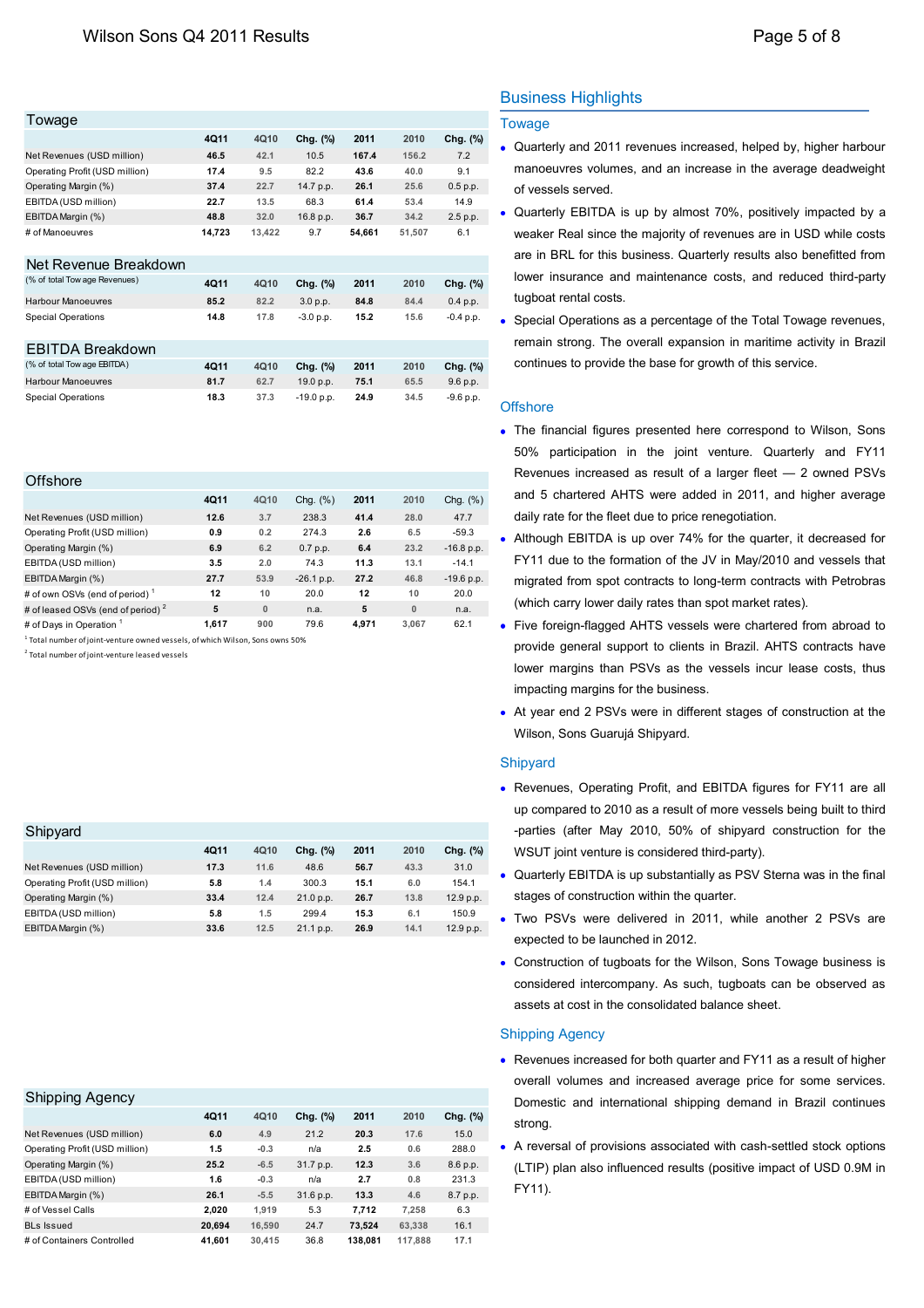## Towage

| | 4Q11 | 4Q10 | Chg. (%) | 2011 | 2010 | Chg. (%) |
|---|---|---|---|---|---|---|
| Net Revenues (USD million) | **46.5** | 42.1 | 10.5 | **167.4** | 156.2 | 7.2 |
| Operating Profit (USD million) | **17.4** | 9.5 | 82.2 | **43.6** | 40.0 | 9.1 |
| Operating Margin (%) | **37.4** | 22.7 | 14.7 p.p. | **26.1** | 25.6 | 0.5 p.p. |
| EBITDA (USD million) | **22.7** | 13.5 | 68.3 | **61.4** | 53.4 | 14.9 |
| EBITDA Margin (%) | **48.8** | 32.0 | 16.8 p.p. | **36.7** | 34.2 | 2.5 p.p. |
| # of Manoeuvres | **14,723** | 13,422 | 9.7 | **54,661** | 51,507 | 6.1 |

### Net Revenue Breakdown

| (% of total Towage Revenues) | 4Q11 | 4Q10 | Chg. (%) | 2011 | 2010 | Chg. (%) |
|---|---|---|---|---|---|---|
| Harbour Manoeuvres | **85.2** | 82.2 | 3.0 p.p. | **84.8** | 84.4 | 0.4 p.p. |
| Special Operations | **14.8** | 17.8 | -3.0 p.p. | **15.2** | 15.6 | -0.4 p.p. |

### EBITDA Breakdown

| (% of total Towage EBITDA) | 4Q11 | 4Q10 | Chg. (%) | 2011 | 2010 | Chg. (%) |
|---|---|---|---|---|---|---|
| Harbour Manoeuvres | **81.7** | 62.7 | 19.0 p.p. | **75.1** | 65.5 | 9.6 p.p. |
| Special Operations | **18.3** | 37.3 | -19.0 p.p. | **24.9** | 34.5 | -9.6 p.p. |

## Offshore

| | 4Q11 | 4Q10 | Chg. (%) | 2011 | 2010 | Chg. (%) |
|---|---|---|---|---|---|---|
| Net Revenues (USD million) | **12.6** | 3.7 | 238.3 | **41.4** | 28.0 | 47.7 |
| Operating Profit (USD million) | **0.9** | 0.2 | 274.3 | **2.6** | 6.5 | -59.3 |
| Operating Margin (%) | **6.9** | 6.2 | 0.7 p.p. | **6.4** | 23.2 | -16.8 p.p. |
| EBITDA (USD million) | **3.5** | 2.0 | 74.3 | **11.3** | 13.1 | -14.1 |
| EBITDA Margin (%) | **27.7** | 53.9 | -26.1 p.p. | **27.2** | 46.8 | -19.6 p.p. |
| # of own OSVs (end of period) [1] | **12** | 10 | 20.0 | **12** | 10 | 20.0 |
| # of leased OSVs (end of period) [2] | **5** | 0 | n.a. | **5** | 0 | n.a. |
| # of Days in Operation [1] | **1,617** | 900 | 79.6 | **4,971** | 3,067 | 62.1 |

[1] Total number of joint-venture owned vessels, of which Wilson, Sons owns 50%

[2] Total number of joint-venture leased vessels

## Shipyard

| | 4Q11 | 4Q10 | Chg. (%) | 2011 | 2010 | Chg. (%) |
|---|---|---|---|---|---|---|
| Net Revenues (USD million) | **17.3** | 11.6 | 48.6 | **56.7** | 43.3 | 31.0 |
| Operating Profit (USD million) | **5.8** | 1.4 | 300.3 | **15.1** | 6.0 | 154.1 |
| Operating Margin (%) | **33.4** | 12.4 | 21.0 p.p. | **26.7** | 13.8 | 12.9 p.p. |
| EBITDA (USD million) | **5.8** | 1.5 | 299.4 | **15.3** | 6.1 | 150.9 |
| EBITDA Margin (%) | **33.6** | 12.5 | 21.1 p.p. | **26.9** | 14.1 | 12.9 p.p. |

## Shipping Agency

| | 4Q11 | 4Q10 | Chg. (%) | 2011 | 2010 | Chg. (%) |
|---|---|---|---|---|---|---|
| Net Revenues (USD million) | **6.0** | 4.9 | 21.2 | **20.3** | 17.6 | 15.0 |
| Operating Profit (USD million) | **1.5** | -0.3 | n/a | **2.5** | 0.6 | 288.0 |
| Operating Margin (%) | **25.2** | -6.5 | 31.7 p.p. | **12.3** | 3.6 | 8.6 p.p. |
| EBITDA (USD million) | **1.6** | -0.3 | n/a | **2.7** | 0.8 | 231.3 |
| EBITDA Margin (%) | **26.1** | -5.5 | 31.6 p.p. | **13.3** | 4.6 | 8.7 p.p. |
| # of Vessel Calls | **2,020** | 1,919 | 5.3 | **7,712** | 7,258 | 6.3 |
| BLs Issued | **20,694** | 16,590 | 24.7 | **73,524** | 63,338 | 16.1 |
| # of Containers Controlled | **41,601** | 30,415 | 36.8 | **138,081** | 117,888 | 17.1 |

## Business Highlights

### Towage

- Quarterly and 2011 revenues increased, helped by, higher harbour manoeuvres volumes, and an increase in the average deadweight of vessels served.
- Quarterly EBITDA is up by almost 70%, positively impacted by a weaker Real since the majority of revenues are in USD while costs are in BRL for this business. Quarterly results also benefitted from lower insurance and maintenance costs, and reduced third-party tugboat rental costs.
- Special Operations as a percentage of the Total Towage revenues, remain strong. The overall expansion in maritime activity in Brazil continues to provide the base for growth of this service.

### Offshore

- The financial figures presented here correspond to Wilson, Sons 50% participation in the joint venture. Quarterly and FY11 Revenues increased as result of a larger fleet — 2 owned PSVs and 5 chartered AHTS were added in 2011, and higher average daily rate for the fleet due to price renegotiation.
- Although EBITDA is up over 74% for the quarter, it decreased for FY11 due to the formation of the JV in May/2010 and vessels that migrated from spot contracts to long-term contracts with Petrobras (which carry lower daily rates than spot market rates).
- Five foreign-flagged AHTS vessels were chartered from abroad to provide general support to clients in Brazil. AHTS contracts have lower margins than PSVs as the vessels incur lease costs, thus impacting margins for the business.
- At year end 2 PSVs were in different stages of construction at the Wilson, Sons Guarujá Shipyard.

### Shipyard

- Revenues, Operating Profit, and EBITDA figures for FY11 are all up compared to 2010 as a result of more vessels being built to third -parties (after May 2010, 50% of shipyard construction for the WSUT joint venture is considered third-party).
- Quarterly EBITDA is up substantially as PSV Sterna was in the final stages of construction within the quarter.
- Two PSVs were delivered in 2011, while another 2 PSVs are expected to be launched in 2012.
- Construction of tugboats for the Wilson, Sons Towage business is considered intercompany. As such, tugboats can be observed as assets at cost in the consolidated balance sheet.

### Shipping Agency

- Revenues increased for both quarter and FY11 as a result of higher overall volumes and increased average price for some services. Domestic and international shipping demand in Brazil continues strong.
- A reversal of provisions associated with cash-settled stock options (LTIP) plan also influenced results (positive impact of USD 0.9M in FY11).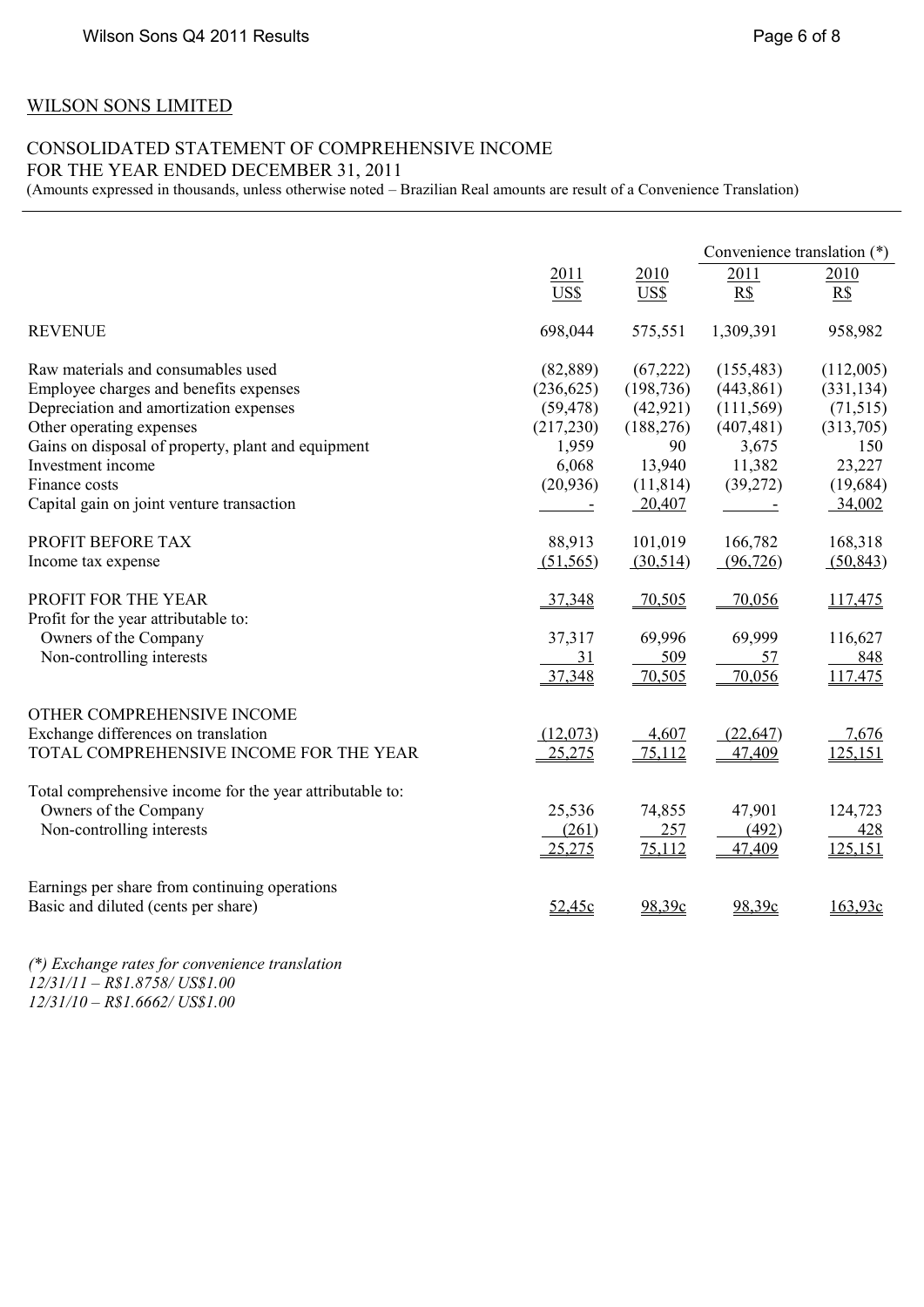WILSON SONS LIMITED

CONSOLIDATED STATEMENT OF COMPREHENSIVE INCOME
FOR THE YEAR ENDED DECEMBER 31, 2011
(Amounts expressed in thousands, unless otherwise noted – Brazilian Real amounts are result of a Convenience Translation)

| | | | Convenience translation (*) | |
|---|---|---|---|---|
| | 2011 US$ | 2010 US$ | 2011 R$ | 2010 R$ |
| REVENUE | 698,044 | 575,551 | 1,309,391 | 958,982 |
| Raw materials and consumables used | (82,889) | (67,222) | (155,483) | (112,005) |
| Employee charges and benefits expenses | (236,625) | (198,736) | (443,861) | (331,134) |
| Depreciation and amortization expenses | (59,478) | (42,921) | (111,569) | (71,515) |
| Other operating expenses | (217,230) | (188,276) | (407,481) | (313,705) |
| Gains on disposal of property, plant and equipment | 1,959 | 90 | 3,675 | 150 |
| Investment income | 6,068 | 13,940 | 11,382 | 23,227 |
| Finance costs | (20,936) | (11,814) | (39,272) | (19,684) |
| Capital gain on joint venture transaction | - | 20,407 | - | 34,002 |
| PROFIT BEFORE TAX | 88,913 | 101,019 | 166,782 | 168,318 |
| Income tax expense | (51,565) | (30,514) | (96,726) | (50,843) |
| PROFIT FOR THE YEAR | 37,348 | 70,505 | 70,056 | 117,475 |
| Profit for the year attributable to: | | | | |
| Owners of the Company | 37,317 | 69,996 | 69,999 | 116,627 |
| Non-controlling interests | 31 | 509 | 57 | 848 |
| | 37,348 | 70,505 | 70,056 | 117,475 |
| OTHER COMPREHENSIVE INCOME | | | | |
| Exchange differences on translation | (12,073) | 4,607 | (22,647) | 7,676 |
| TOTAL COMPREHENSIVE INCOME FOR THE YEAR | 25,275 | 75,112 | 47,409 | 125,151 |
| Total comprehensive income for the year attributable to: | | | | |
| Owners of the Company | 25,536 | 74,855 | 47,901 | 124,723 |
| Non-controlling interests | (261) | 257 | (492) | 428 |
| | 25,275 | 75,112 | 47,409 | 125,151 |
| Earnings per share from continuing operations | | | | |
| Basic and diluted (cents per share) | 52,45c | 98,39c | 98,39c | 163,93c |

*(\*) Exchange rates for convenience translation*
*12/31/11 – R$1.8758/ US$1.00*
*12/31/10 – R$1.6662/ US$1.00*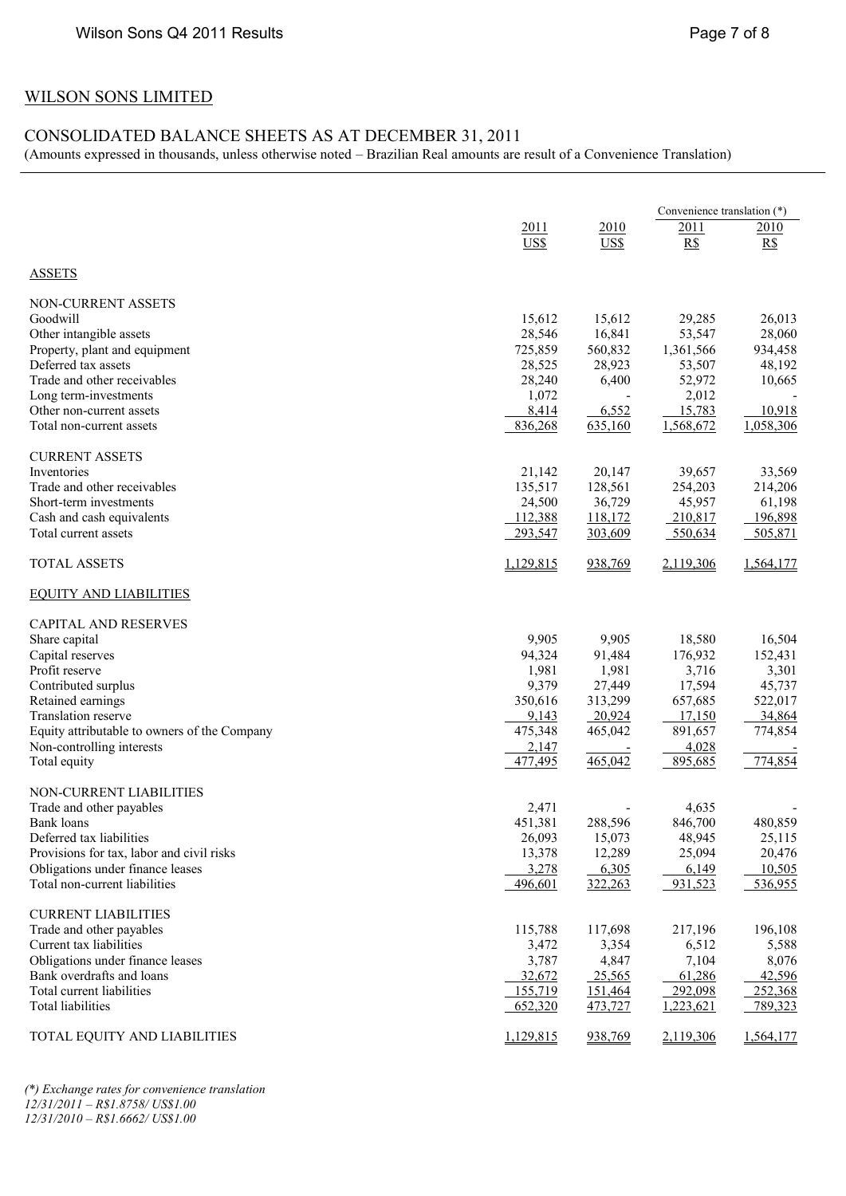## WILSON SONS LIMITED

## CONSOLIDATED BALANCE SHEETS AS AT DECEMBER 31, 2011

(Amounts expressed in thousands, unless otherwise noted – Brazilian Real amounts are result of a Convenience Translation)

| | | | Convenience translation (*) | |
|---|---|---|---|---|
| | 2011 US$ | 2010 US$ | 2011 R$ | 2010 R$ |
| **ASSETS** | | | | |
| NON-CURRENT ASSETS | | | | |
| Goodwill | 15,612 | 15,612 | 29,285 | 26,013 |
| Other intangible assets | 28,546 | 16,841 | 53,547 | 28,060 |
| Property, plant and equipment | 725,859 | 560,832 | 1,361,566 | 934,458 |
| Deferred tax assets | 28,525 | 28,923 | 53,507 | 48,192 |
| Trade and other receivables | 28,240 | 6,400 | 52,972 | 10,665 |
| Long term-investments | 1,072 | - | 2,012 | - |
| Other non-current assets | 8,414 | 6,552 | 15,783 | 10,918 |
| Total non-current assets | 836,268 | 635,160 | 1,568,672 | 1,058,306 |
| CURRENT ASSETS | | | | |
| Inventories | 21,142 | 20,147 | 39,657 | 33,569 |
| Trade and other receivables | 135,517 | 128,561 | 254,203 | 214,206 |
| Short-term investments | 24,500 | 36,729 | 45,957 | 61,198 |
| Cash and cash equivalents | 112,388 | 118,172 | 210,817 | 196,898 |
| Total current assets | 293,547 | 303,609 | 550,634 | 505,871 |
| TOTAL ASSETS | 1,129,815 | 938,769 | 2,119,306 | 1,564,177 |
| **EQUITY AND LIABILITIES** | | | | |
| CAPITAL AND RESERVES | | | | |
| Share capital | 9,905 | 9,905 | 18,580 | 16,504 |
| Capital reserves | 94,324 | 91,484 | 176,932 | 152,431 |
| Profit reserve | 1,981 | 1,981 | 3,716 | 3,301 |
| Contributed surplus | 9,379 | 27,449 | 17,594 | 45,737 |
| Retained earnings | 350,616 | 313,299 | 657,685 | 522,017 |
| Translation reserve | 9,143 | 20,924 | 17,150 | 34,864 |
| Equity attributable to owners of the Company | 475,348 | 465,042 | 891,657 | 774,854 |
| Non-controlling interests | 2,147 | - | 4,028 | - |
| Total equity | 477,495 | 465,042 | 895,685 | 774,854 |
| NON-CURRENT LIABILITIES | | | | |
| Trade and other payables | 2,471 | - | 4,635 | - |
| Bank loans | 451,381 | 288,596 | 846,700 | 480,859 |
| Deferred tax liabilities | 26,093 | 15,073 | 48,945 | 25,115 |
| Provisions for tax, labor and civil risks | 13,378 | 12,289 | 25,094 | 20,476 |
| Obligations under finance leases | 3,278 | 6,305 | 6,149 | 10,505 |
| Total non-current liabilities | 496,601 | 322,263 | 931,523 | 536,955 |
| CURRENT LIABILITIES | | | | |
| Trade and other payables | 115,788 | 117,698 | 217,196 | 196,108 |
| Current tax liabilities | 3,472 | 3,354 | 6,512 | 5,588 |
| Obligations under finance leases | 3,787 | 4,847 | 7,104 | 8,076 |
| Bank overdrafts and loans | 32,672 | 25,565 | 61,286 | 42,596 |
| Total current liabilities | 155,719 | 151,464 | 292,098 | 252,368 |
| Total liabilities | 652,320 | 473,727 | 1,223,621 | 789,323 |
| TOTAL EQUITY AND LIABILITIES | 1,129,815 | 938,769 | 2,119,306 | 1,564,177 |

*(\*) Exchange rates for convenience translation*
*12/31/2011 – R$1.8758/ US$1.00*
*12/31/2010 – R$1.6662/ US$1.00*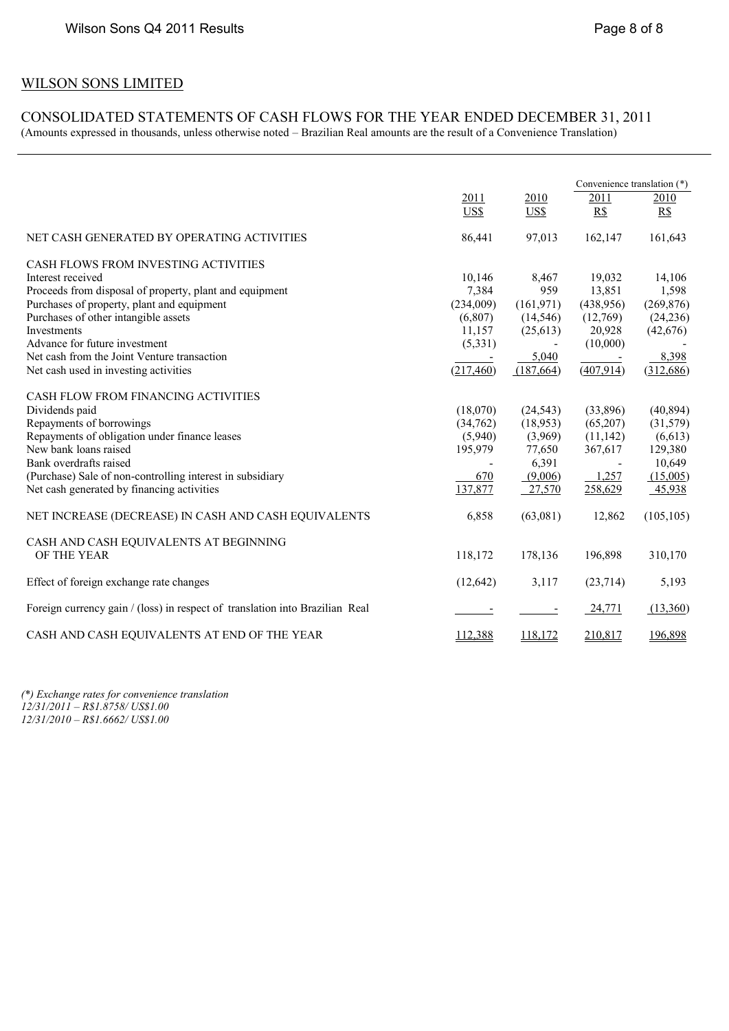WILSON SONS LIMITED

## CONSOLIDATED STATEMENTS OF CASH FLOWS FOR THE YEAR ENDED DECEMBER 31, 2011

(Amounts expressed in thousands, unless otherwise noted – Brazilian Real amounts are the result of a Convenience Translation)

| | | | Convenience translation (*) | |
|---|---|---|---|---|
| | 2011 US$ | 2010 US$ | 2011 R$ | 2010 R$ |
| NET CASH GENERATED BY OPERATING ACTIVITIES | 86,441 | 97,013 | 162,147 | 161,643 |
| CASH FLOWS FROM INVESTING ACTIVITIES | | | | |
| Interest received | 10,146 | 8,467 | 19,032 | 14,106 |
| Proceeds from disposal of property, plant and equipment | 7,384 | 959 | 13,851 | 1,598 |
| Purchases of property, plant and equipment | (234,009) | (161,971) | (438,956) | (269,876) |
| Purchases of other intangible assets | (6,807) | (14,546) | (12,769) | (24,236) |
| Investments | 11,157 | (25,613) | 20,928 | (42,676) |
| Advance for future investment | (5,331) | - | (10,000) | - |
| Net cash from the Joint Venture transaction | - | 5,040 | - | 8,398 |
| Net cash used in investing activities | (217,460) | (187,664) | (407,914) | (312,686) |
| CASH FLOW FROM FINANCING ACTIVITIES | | | | |
| Dividends paid | (18,070) | (24,543) | (33,896) | (40,894) |
| Repayments of borrowings | (34,762) | (18,953) | (65,207) | (31,579) |
| Repayments of obligation under finance leases | (5,940) | (3,969) | (11,142) | (6,613) |
| New bank loans raised | 195,979 | 77,650 | 367,617 | 129,380 |
| Bank overdrafts raised | - | 6,391 | - | 10,649 |
| (Purchase) Sale of non-controlling interest in subsidiary | 670 | (9,006) | 1,257 | (15,005) |
| Net cash generated by financing activities | 137,877 | 27,570 | 258,629 | 45,938 |
| NET INCREASE (DECREASE) IN CASH AND CASH EQUIVALENTS | 6,858 | (63,081) | 12,862 | (105,105) |
| CASH AND CASH EQUIVALENTS AT BEGINNING OF THE YEAR | 118,172 | 178,136 | 196,898 | 310,170 |
| Effect of foreign exchange rate changes | (12,642) | 3,117 | (23,714) | 5,193 |
| Foreign currency gain / (loss) in respect of translation into Brazilian Real | - | - | 24,771 | (13,360) |
| CASH AND CASH EQUIVALENTS AT END OF THE YEAR | 112,388 | 118,172 | 210,817 | 196,898 |

*(\*) Exchange rates for convenience translation*
*12/31/2011 – R$1.8758/ US$1.00*
*12/31/2010 – R$1.6662/ US$1.00*